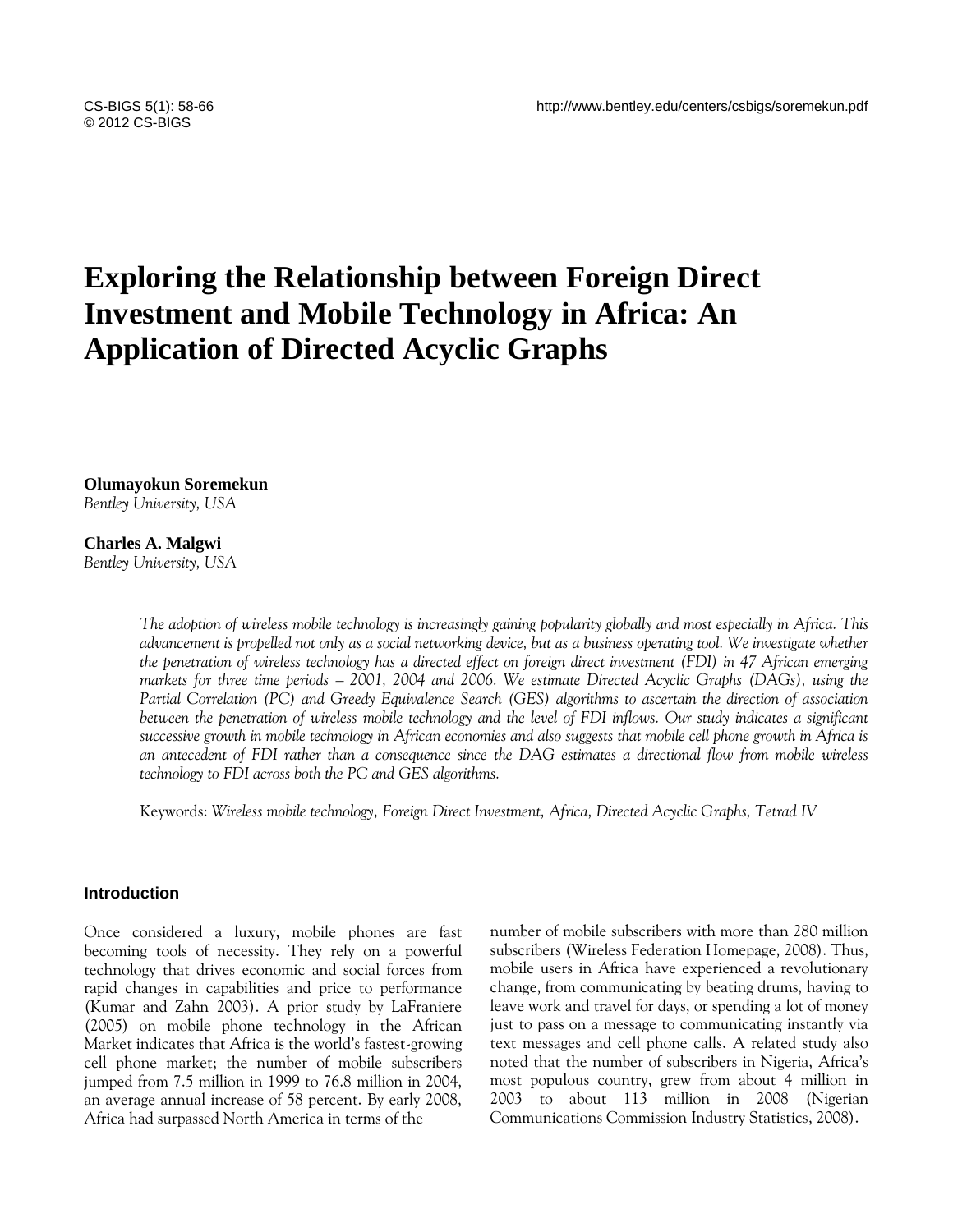# Exploring the Relationship between Foreign Direct Investment and Mobile Technology in Africa: An Application of Directed Acyclic Graphs

**Olumayokun Soremekun**
*Bentley University, USA*

**Charles A. Malgwi**
*Bentley University, USA*

*The adoption of wireless mobile technology is increasingly gaining popularity globally and most especially in Africa. This advancement is propelled not only as a social networking device, but as a business operating tool. We investigate whether the penetration of wireless technology has a directed effect on foreign direct investment (FDI) in 47 African emerging markets for three time periods – 2001, 2004 and 2006. We estimate Directed Acyclic Graphs (DAGs), using the Partial Correlation (PC) and Greedy Equivalence Search (GES) algorithms to ascertain the direction of association between the penetration of wireless mobile technology and the level of FDI inflows. Our study indicates a significant successive growth in mobile technology in African economies and also suggests that mobile cell phone growth in Africa is an antecedent of FDI rather than a consequence since the DAG estimates a directional flow from mobile wireless technology to FDI across both the PC and GES algorithms.*

Keywords: *Wireless mobile technology, Foreign Direct Investment, Africa, Directed Acyclic Graphs, Tetrad IV*

## Introduction

Once considered a luxury, mobile phones are fast becoming tools of necessity. They rely on a powerful technology that drives economic and social forces from rapid changes in capabilities and price to performance (Kumar and Zahn 2003). A prior study by LaFraniere (2005) on mobile phone technology in the African Market indicates that Africa is the world's fastest-growing cell phone market; the number of mobile subscribers jumped from 7.5 million in 1999 to 76.8 million in 2004, an average annual increase of 58 percent. By early 2008, Africa had surpassed North America in terms of the number of mobile subscribers with more than 280 million subscribers (Wireless Federation Homepage, 2008). Thus, mobile users in Africa have experienced a revolutionary change, from communicating by beating drums, having to leave work and travel for days, or spending a lot of money just to pass on a message to communicating instantly via text messages and cell phone calls. A related study also noted that the number of subscribers in Nigeria, Africa's most populous country, grew from about 4 million in 2003 to about 113 million in 2008 (Nigerian Communications Commission Industry Statistics, 2008).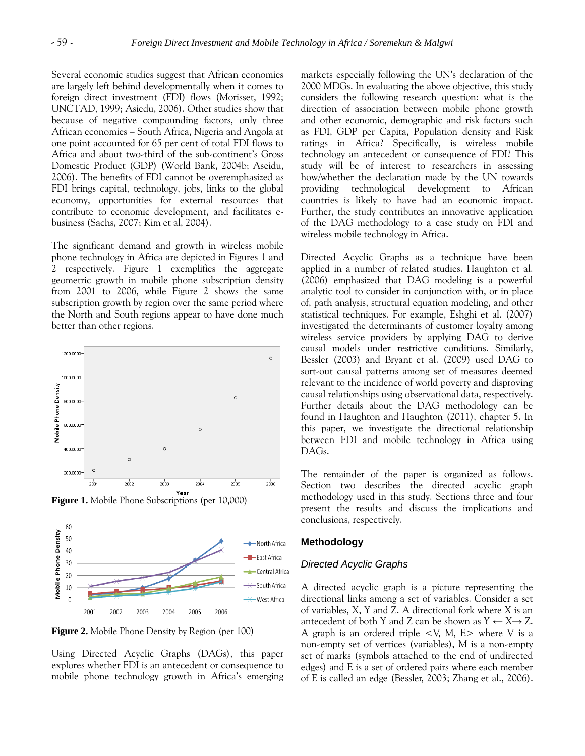Several economic studies suggest that African economies are largely left behind developmentally when it comes to foreign direct investment (FDI) flows (Morisset, 1992; UNCTAD, 1999; Asiedu, 2006). Other studies show that because of negative compounding factors, only three African economies – South Africa, Nigeria and Angola at one point accounted for 65 per cent of total FDI flows to Africa and about two-third of the sub-continent's Gross Domestic Product (GDP) (World Bank, 2004b; Aseidu, 2006). The benefits of FDI cannot be overemphasized as FDI brings capital, technology, jobs, links to the global economy, opportunities for external resources that contribute to economic development, and facilitates e-business (Sachs, 2007; Kim et al, 2004).

The significant demand and growth in wireless mobile phone technology in Africa are depicted in Figures 1 and 2 respectively. Figure 1 exemplifies the aggregate geometric growth in mobile phone subscription density from 2001 to 2006, while Figure 2 shows the same subscription growth by region over the same period where the North and South regions appear to have done much better than other regions.

**Figure 1.** Mobile Phone Subscriptions (per 10,000)

**Figure 2.** Mobile Phone Density by Region (per 100)

Using Directed Acyclic Graphs (DAGs), this paper explores whether FDI is an antecedent or consequence to mobile phone technology growth in Africa's emerging markets especially following the UN's declaration of the 2000 MDGs. In evaluating the above objective, this study considers the following research question: what is the direction of association between mobile phone growth and other economic, demographic and risk factors such as FDI, GDP per Capita, Population density and Risk ratings in Africa? Specifically, is wireless mobile technology an antecedent or consequence of FDI? This study will be of interest to researchers in assessing how/whether the declaration made by the UN towards providing technological development to African countries is likely to have had an economic impact. Further, the study contributes an innovative application of the DAG methodology to a case study on FDI and wireless mobile technology in Africa.

Directed Acyclic Graphs as a technique have been applied in a number of related studies. Haughton et al. (2006) emphasized that DAG modeling is a powerful analytic tool to consider in conjunction with, or in place of, path analysis, structural equation modeling, and other statistical techniques. For example, Eshghi et al. (2007) investigated the determinants of customer loyalty among wireless service providers by applying DAG to derive causal models under restrictive conditions. Similarly, Bessler (2003) and Bryant et al. (2009) used DAG to sort-out causal patterns among set of measures deemed relevant to the incidence of world poverty and disproving causal relationships using observational data, respectively. Further details about the DAG methodology can be found in Haughton and Haughton (2011), chapter 5. In this paper, we investigate the directional relationship between FDI and mobile technology in Africa using DAGs.

The remainder of the paper is organized as follows. Section two describes the directed acyclic graph methodology used in this study. Sections three and four present the results and discuss the implications and conclusions, respectively.

## Methodology

### *Directed Acyclic Graphs*

A directed acyclic graph is a picture representing the directional links among a set of variables. Consider a set of variables, X, Y and Z. A directional fork where X is an antecedent of both Y and Z can be shown as $Y \leftarrow X \rightarrow Z$. A graph is an ordered triple $<V, M, E>$ where V is a non-empty set of vertices (variables), M is a non-empty set of marks (symbols attached to the end of undirected edges) and E is a set of ordered pairs where each member of E is called an edge (Bessler, 2003; Zhang et al., 2006).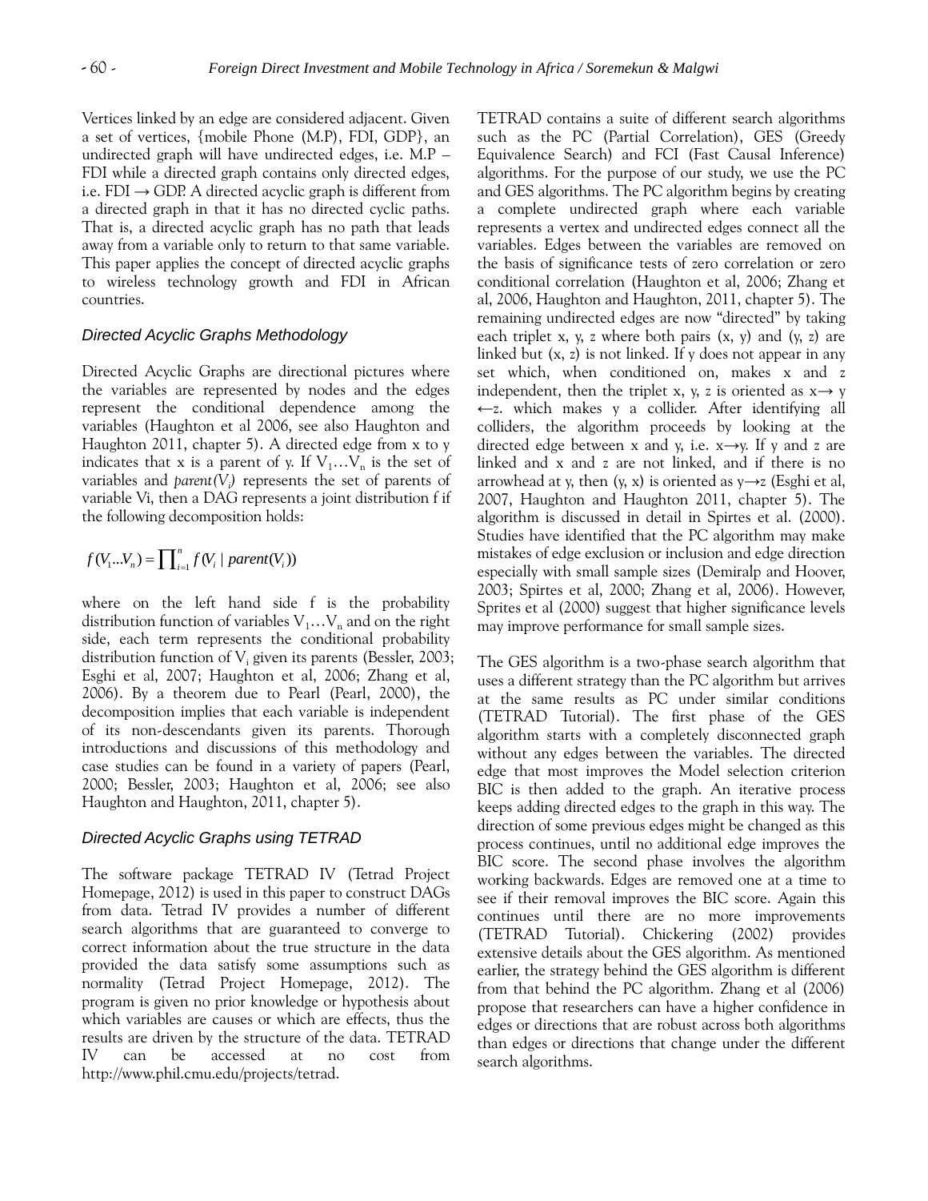Vertices linked by an edge are considered adjacent. Given a set of vertices, {mobile Phone (M.P), FDI, GDP}, an undirected graph will have undirected edges, i.e. M.P – FDI while a directed graph contains only directed edges, i.e. FDI → GDP. A directed acyclic graph is different from a directed graph in that it has no directed cyclic paths. That is, a directed acyclic graph has no path that leads away from a variable only to return to that same variable. This paper applies the concept of directed acyclic graphs to wireless technology growth and FDI in African countries.

### Directed Acyclic Graphs Methodology

Directed Acyclic Graphs are directional pictures where the variables are represented by nodes and the edges represent the conditional dependence among the variables (Haughton et al 2006, see also Haughton and Haughton 2011, chapter 5). A directed edge from x to y indicates that x is a parent of y. If $V_1 \ldots V_n$ is the set of variables and $parent(V_i)$ represents the set of parents of variable Vi, then a DAG represents a joint distribution f if the following decomposition holds:

$$f(V_1 ... V_n) = \prod_{i=1}^{n} f(V_i \mid parent(V_i))$$

where on the left hand side f is the probability distribution function of variables $V_1 \ldots V_n$ and on the right side, each term represents the conditional probability distribution function of $V_i$ given its parents (Bessler, 2003; Esghi et al, 2007; Haughton et al, 2006; Zhang et al, 2006). By a theorem due to Pearl (Pearl, 2000), the decomposition implies that each variable is independent of its non-descendants given its parents. Thorough introductions and discussions of this methodology and case studies can be found in a variety of papers (Pearl, 2000; Bessler, 2003; Haughton et al, 2006; see also Haughton and Haughton, 2011, chapter 5).

### Directed Acyclic Graphs using TETRAD

The software package TETRAD IV (Tetrad Project Homepage, 2012) is used in this paper to construct DAGs from data. Tetrad IV provides a number of different search algorithms that are guaranteed to converge to correct information about the true structure in the data provided the data satisfy some assumptions such as normality (Tetrad Project Homepage, 2012). The program is given no prior knowledge or hypothesis about which variables are causes or which are effects, thus the results are driven by the structure of the data. TETRAD IV can be accessed at no cost from http://www.phil.cmu.edu/projects/tetrad.

TETRAD contains a suite of different search algorithms such as the PC (Partial Correlation), GES (Greedy Equivalence Search) and FCI (Fast Causal Inference) algorithms. For the purpose of our study, we use the PC and GES algorithms. The PC algorithm begins by creating a complete undirected graph where each variable represents a vertex and undirected edges connect all the variables. Edges between the variables are removed on the basis of significance tests of zero correlation or zero conditional correlation (Haughton et al, 2006; Zhang et al, 2006, Haughton and Haughton, 2011, chapter 5). The remaining undirected edges are now "directed" by taking each triplet x, y, z where both pairs (x, y) and (y, z) are linked but (x, z) is not linked. If y does not appear in any set which, when conditioned on, makes x and z independent, then the triplet x, y, z is oriented as x→ y ←z. which makes y a collider. After identifying all colliders, the algorithm proceeds by looking at the directed edge between x and y, i.e. x→y. If y and z are linked and x and z are not linked, and if there is no arrowhead at y, then (y, x) is oriented as y→z (Esghi et al, 2007, Haughton and Haughton 2011, chapter 5). The algorithm is discussed in detail in Spirtes et al. (2000). Studies have identified that the PC algorithm may make mistakes of edge exclusion or inclusion and edge direction especially with small sample sizes (Demiralp and Hoover, 2003; Spirtes et al, 2000; Zhang et al, 2006). However, Sprites et al (2000) suggest that higher significance levels may improve performance for small sample sizes.

The GES algorithm is a two-phase search algorithm that uses a different strategy than the PC algorithm but arrives at the same results as PC under similar conditions (TETRAD Tutorial). The first phase of the GES algorithm starts with a completely disconnected graph without any edges between the variables. The directed edge that most improves the Model selection criterion BIC is then added to the graph. An iterative process keeps adding directed edges to the graph in this way. The direction of some previous edges might be changed as this process continues, until no additional edge improves the BIC score. The second phase involves the algorithm working backwards. Edges are removed one at a time to see if their removal improves the BIC score. Again this continues until there are no more improvements (TETRAD Tutorial). Chickering (2002) provides extensive details about the GES algorithm. As mentioned earlier, the strategy behind the GES algorithm is different from that behind the PC algorithm. Zhang et al (2006) propose that researchers can have a higher confidence in edges or directions that are robust across both algorithms than edges or directions that change under the different search algorithms.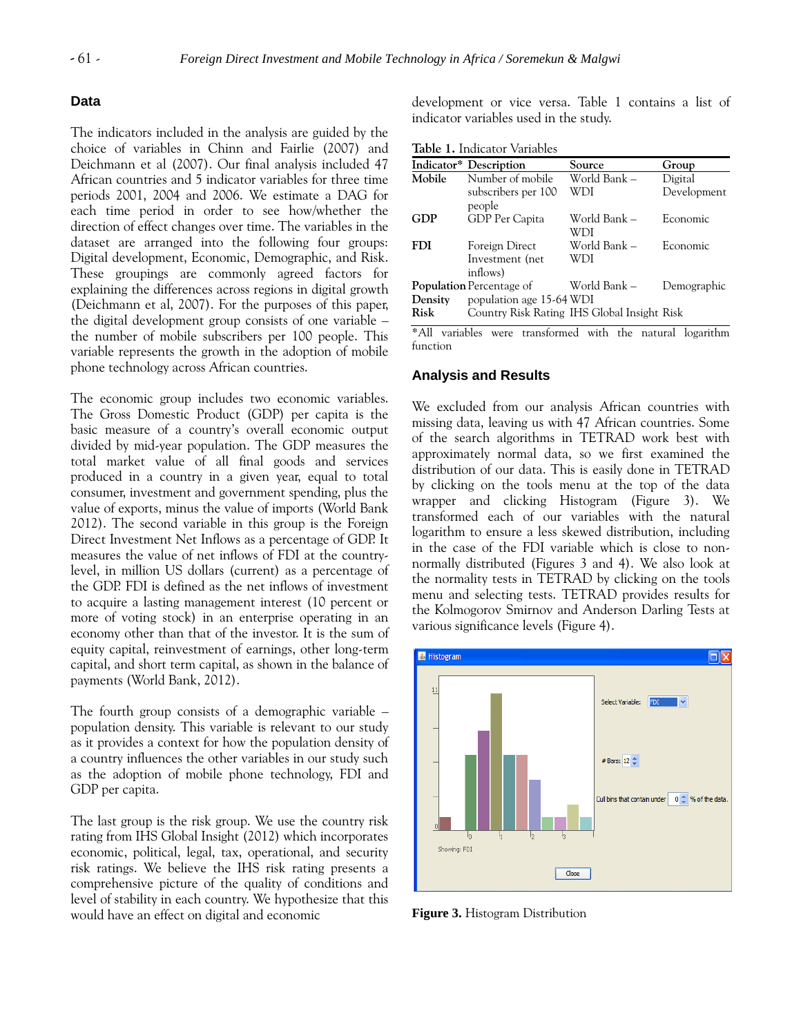## Data

The indicators included in the analysis are guided by the choice of variables in Chinn and Fairlie (2007) and Deichmann et al (2007). Our final analysis included 47 African countries and 5 indicator variables for three time periods 2001, 2004 and 2006. We estimate a DAG for each time period in order to see how/whether the direction of effect changes over time. The variables in the dataset are arranged into the following four groups: Digital development, Economic, Demographic, and Risk. These groupings are commonly agreed factors for explaining the differences across regions in digital growth (Deichmann et al, 2007). For the purposes of this paper, the digital development group consists of one variable – the number of mobile subscribers per 100 people. This variable represents the growth in the adoption of mobile phone technology across African countries.

The economic group includes two economic variables. The Gross Domestic Product (GDP) per capita is the basic measure of a country's overall economic output divided by mid-year population. The GDP measures the total market value of all final goods and services produced in a country in a given year, equal to total consumer, investment and government spending, plus the value of exports, minus the value of imports (World Bank 2012). The second variable in this group is the Foreign Direct Investment Net Inflows as a percentage of GDP. It measures the value of net inflows of FDI at the country-level, in million US dollars (current) as a percentage of the GDP. FDI is defined as the net inflows of investment to acquire a lasting management interest (10 percent or more of voting stock) in an enterprise operating in an economy other than that of the investor. It is the sum of equity capital, reinvestment of earnings, other long-term capital, and short term capital, as shown in the balance of payments (World Bank, 2012).

The fourth group consists of a demographic variable – population density. This variable is relevant to our study as it provides a context for how the population density of a country influences the other variables in our study such as the adoption of mobile phone technology, FDI and GDP per capita.

The last group is the risk group. We use the country risk rating from IHS Global Insight (2012) which incorporates economic, political, legal, tax, operational, and security risk ratings. We believe the IHS risk rating presents a comprehensive picture of the quality of conditions and level of stability in each country. We hypothesize that this would have an effect on digital and economic development or vice versa. Table 1 contains a list of indicator variables used in the study.

**Table 1.** Indicator Variables

| Indicator* | Description | Source | Group |
|---|---|---|---|
| **Mobile** | Number of mobile subscribers per 100 people | World Bank – WDI | Digital Development |
| **GDP** | GDP Per Capita | World Bank – WDI | Economic |
| **FDI** | Foreign Direct Investment (net inflows) | World Bank – WDI | Economic |
| **Population Density** | Percentage of population age 15-64 | World Bank – WDI | Demographic |
| **Risk** | Country Risk Rating | IHS Global Insight | Risk |

*All variables were transformed with the natural logarithm function

## Analysis and Results

We excluded from our analysis African countries with missing data, leaving us with 47 African countries. Some of the search algorithms in TETRAD work best with approximately normal data, so we first examined the distribution of our data. This is easily done in TETRAD by clicking on the tools menu at the top of the data wrapper and clicking Histogram (Figure 3). We transformed each of our variables with the natural logarithm to ensure a less skewed distribution, including in the case of the FDI variable which is close to non-normally distributed (Figures 3 and 4). We also look at the normality tests in TETRAD by clicking on the tools menu and selecting tests. TETRAD provides results for the Kolmogorov Smirnov and Anderson Darling Tests at various significance levels (Figure 4).

**Figure 3.** Histogram Distribution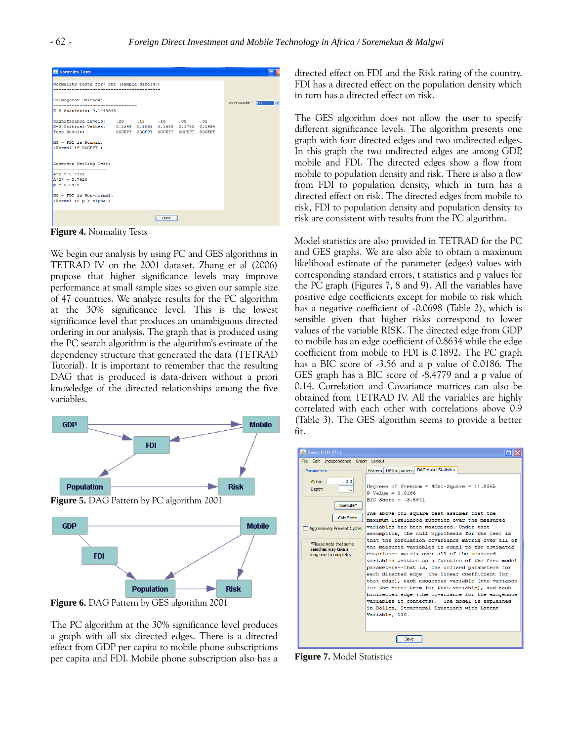**Figure 4.** Normality Tests

We begin our analysis by using PC and GES algorithms in TETRAD IV on the 2001 dataset. Zhang et al (2006) propose that higher significance levels may improve performance at small sample sizes so given our sample size of 47 countries. We analyze results for the PC algorithm at the 30% significance level. This is the lowest significance level that produces an unambiguous directed ordering in our analysis. The graph that is produced using the PC search algorithm is the algorithm's estimate of the dependency structure that generated the data (TETRAD Tutorial). It is important to remember that the resulting DAG that is produced is data-driven without a priori knowledge of the directed relationships among the five variables.

**Figure 5.** DAG Pattern by PC algorithm 2001

**Figure 6.** DAG Pattern by GES algorithm 2001

The PC algorithm at the 30% significance level produces a graph with all six directed edges. There is a directed effect from GDP per capita to mobile phone subscriptions per capita and FDI. Mobile phone subscription also has a directed effect on FDI and the Risk rating of the country. FDI has a directed effect on the population density which in turn has a directed effect on risk.

The GES algorithm does not allow the user to specify different significance levels. The algorithm presents one graph with four directed edges and two undirected edges. In this graph the two undirected edges are among GDP, mobile and FDI. The directed edges show a flow from mobile to population density and risk. There is also a flow from FDI to population density, which in turn has a directed effect on risk. The directed edges from mobile to risk, FDI to population density and population density to risk are consistent with results from the PC algorithm.

Model statistics are also provided in TETRAD for the PC and GES graphs. We are also able to obtain a maximum likelihood estimate of the parameter (edges) values with corresponding standard errors, t statistics and p values for the PC graph (Figures 7, 8 and 9). All the variables have positive edge coefficients except for mobile to risk which has a negative coefficient of -0.0698 (Table 2), which is sensible given that higher risks correspond to lower values of the variable RISK. The directed edge from GDP to mobile has an edge coefficient of 0.8634 while the edge coefficient from mobile to FDI is 0.1892. The PC graph has a BIC score of -3.56 and a p value of 0.0186. The GES graph has a BIC score of -8.4779 and a p value of 0.14. Correlation and Covariance matrices can also be obtained from TETRAD IV. All the variables are highly correlated with each other with correlations above 0.9 (Table 3). The GES algorithm seems to provide a better fit.

**Figure 7.** Model Statistics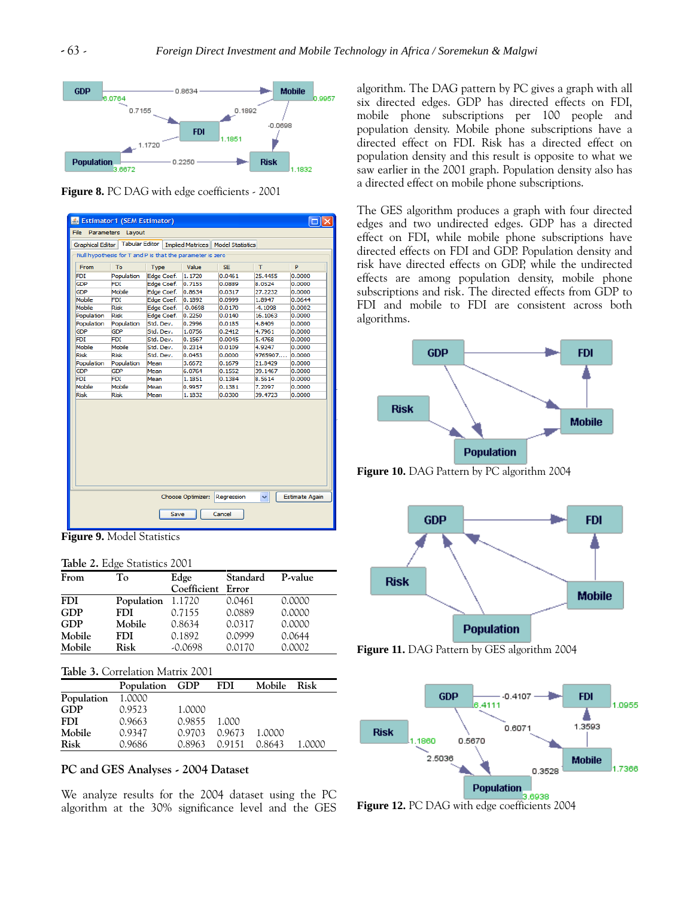Figure 8. PC DAG with edge coefficients - 2001

Figure 9. Model Statistics

Table 2. Edge Statistics 2001

| From | To | Edge Coefficient | Standard Error | P-value |
|---|---|---|---|---|
| FDI | Population | 1.1720 | 0.0461 | 0.0000 |
| GDP | FDI | 0.7155 | 0.0889 | 0.0000 |
| GDP | Mobile | 0.8634 | 0.0317 | 0.0000 |
| Mobile | FDI | 0.1892 | 0.0999 | 0.0644 |
| Mobile | Risk | -0.0698 | 0.0170 | 0.0002 |

Table 3. Correlation Matrix 2001

| | Population | GDP | FDI | Mobile | Risk |
|---|---|---|---|---|---|
| Population | 1.0000 | | | | |
| GDP | 0.9523 | 1.0000 | | | |
| FDI | 0.9663 | 0.9855 | 1.000 | | |
| Mobile | 0.9347 | 0.9703 | 0.9673 | 1.0000 | |
| Risk | 0.9686 | 0.8963 | 0.9151 | 0.8643 | 1.0000 |

## PC and GES Analyses - 2004 Dataset

We analyze results for the 2004 dataset using the PC algorithm at the 30% significance level and the GES algorithm. The DAG pattern by PC gives a graph with all six directed edges. GDP has directed effects on FDI, mobile phone subscriptions per 100 people and population density. Mobile phone subscriptions have a directed effect on FDI. Risk has a directed effect on population density and this result is opposite to what we saw earlier in the 2001 graph. Population density also has a directed effect on mobile phone subscriptions.

The GES algorithm produces a graph with four directed edges and two undirected edges. GDP has a directed effect on FDI, while mobile subscriptions have directed effects on FDI and GDP. Population density and risk have directed effects on GDP, while the undirected effects are among population density, mobile phone subscriptions and risk. The directed effects from GDP to FDI and mobile to FDI are consistent across both algorithms.

Figure 10. DAG Pattern by PC algorithm 2004

Figure 11. DAG Pattern by GES algorithm 2004

Figure 12. PC DAG with edge coefficients 2004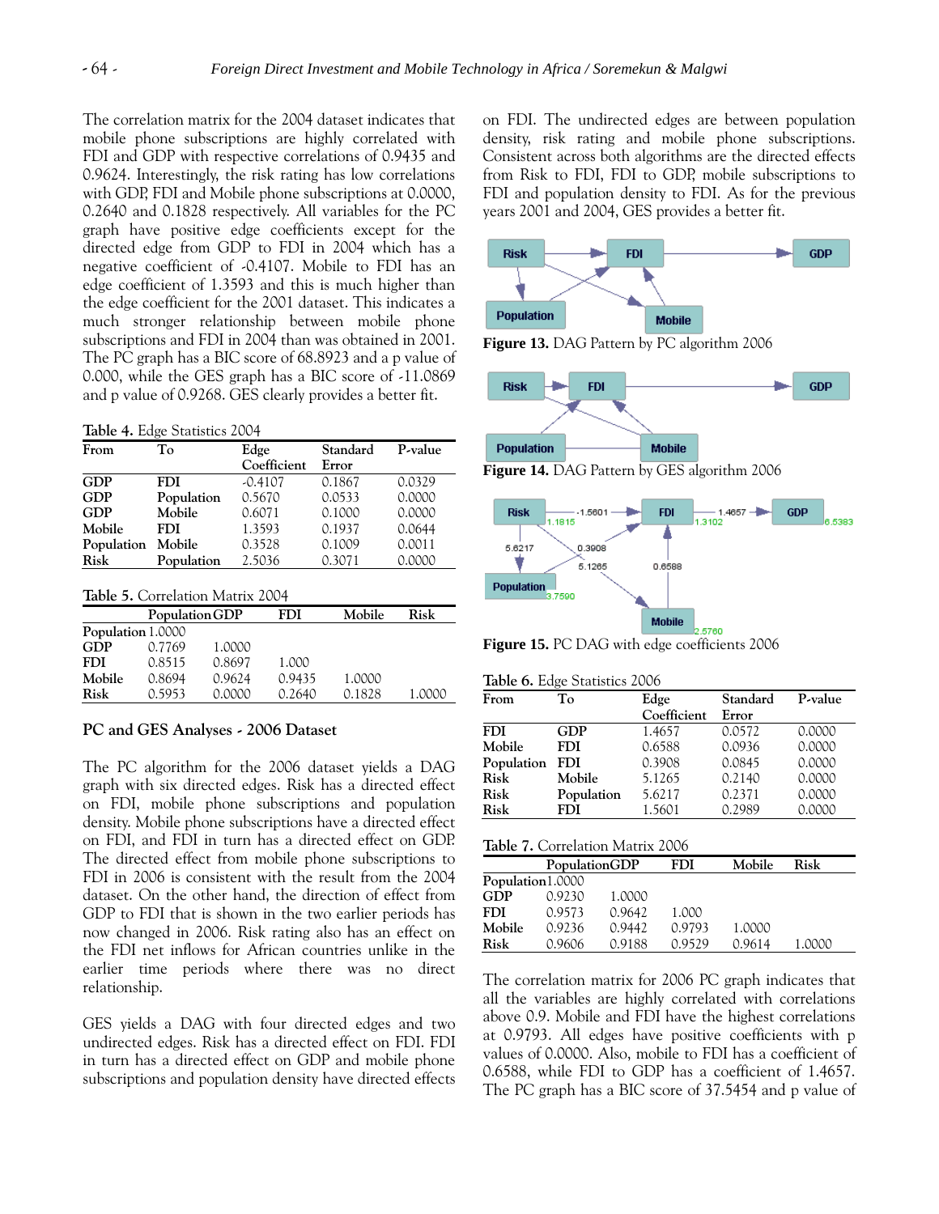The correlation matrix for the 2004 dataset indicates that mobile phone subscriptions are highly correlated with FDI and GDP with respective correlations of 0.9435 and 0.9624. Interestingly, the risk rating has low correlations with GDP, FDI and Mobile phone subscriptions at 0.0000, 0.2640 and 0.1828 respectively. All variables for the PC graph have positive edge coefficients except for the directed edge from GDP to FDI in 2004 which has a negative coefficient of -0.4107. Mobile to FDI has an edge coefficient of 1.3593 and this is much higher than the edge coefficient for the 2001 dataset. This indicates a much stronger relationship between mobile phone subscriptions and FDI in 2004 than was obtained in 2001. The PC graph has a BIC score of 68.8923 and a p value of 0.000, while the GES graph has a BIC score of -11.0869 and p value of 0.9268. GES clearly provides a better fit.

**Table 4.** Edge Statistics 2004

| From | To | Edge Coefficient | Standard Error | P-value |
|---|---|---|---|---|
| GDP | FDI | -0.4107 | 0.1867 | 0.0329 |
| GDP | Population | 0.5670 | 0.0533 | 0.0000 |
| GDP | Mobile | 0.6071 | 0.1000 | 0.0000 |
| Mobile | FDI | 1.3593 | 0.1937 | 0.0644 |
| Population | Mobile | 0.3528 | 0.1009 | 0.0011 |
| Risk | Population | 2.5036 | 0.3071 | 0.0000 |

**Table 5.** Correlation Matrix 2004

| | Population | GDP | FDI | Mobile | Risk |
|---|---|---|---|---|---|
| Population | 1.0000 | | | | |
| GDP | 0.7769 | 1.0000 | | | |
| FDI | 0.8515 | 0.8697 | 1.000 | | |
| Mobile | 0.8694 | 0.9624 | 0.9435 | 1.0000 | |
| Risk | 0.5953 | 0.0000 | 0.2640 | 0.1828 | 1.0000 |

## PC and GES Analyses - 2006 Dataset

The PC algorithm for the 2006 dataset yields a DAG graph with six directed edges. Risk has a directed effect on FDI, mobile phone subscriptions and population density. Mobile phone subscriptions have a directed effect on FDI, and FDI in turn has a directed effect on GDP. The directed effect from mobile phone subscriptions to FDI in 2006 is consistent with the result from the 2004 dataset. On the other hand, the direction of effect from GDP to FDI that is shown in the two earlier periods has now changed in 2006. Risk rating also has an effect on the FDI net inflows for African countries unlike in the earlier time periods where there was no direct relationship.

GES yields a DAG with four directed edges and two undirected edges. Risk has a directed effect on FDI. FDI in turn has a directed effect on GDP and mobile phone subscriptions and population density have directed effects on FDI. The undirected edges are between population density, risk rating and mobile phone subscriptions. Consistent across both algorithms are the directed effects from Risk to FDI, FDI to GDP, mobile subscriptions to FDI and population density to FDI. As for the previous years 2001 and 2004, GES provides a better fit.

**Figure 13.** DAG Pattern by PC algorithm 2006

**Figure 14.** DAG Pattern by GES algorithm 2006

**Figure 15.** PC DAG with edge coefficients 2006

**Table 6.** Edge Statistics 2006

| From | To | Edge Coefficient | Standard Error | P-value |
|---|---|---|---|---|
| FDI | GDP | 1.4657 | 0.0572 | 0.0000 |
| Mobile | FDI | 0.6588 | 0.0936 | 0.0000 |
| Population | FDI | 0.3908 | 0.0845 | 0.0000 |
| Risk | Mobile | 5.1265 | 0.2140 | 0.0000 |
| Risk | Population | 5.6217 | 0.2371 | 0.0000 |
| Risk | FDI | 1.5601 | 0.2989 | 0.0000 |

**Table 7.** Correlation Matrix 2006

| | Population | GDP | FDI | Mobile | Risk |
|---|---|---|---|---|---|
| Population | 1.0000 | | | | |
| GDP | 0.9230 | 1.0000 | | | |
| FDI | 0.9573 | 0.9642 | 1.000 | | |
| Mobile | 0.9236 | 0.9442 | 0.9793 | 1.0000 | |
| Risk | 0.9606 | 0.9188 | 0.9529 | 0.9614 | 1.0000 |

The correlation matrix for 2006 PC graph indicates that all the variables are highly correlated with correlations above 0.9. Mobile and FDI have the highest correlations at 0.9793. All edges have positive coefficients with p values of 0.0000. Also, mobile to FDI has a coefficient of 0.6588, while FDI to GDP has a coefficient of 1.4657. The PC graph has a BIC score of 37.5454 and p value of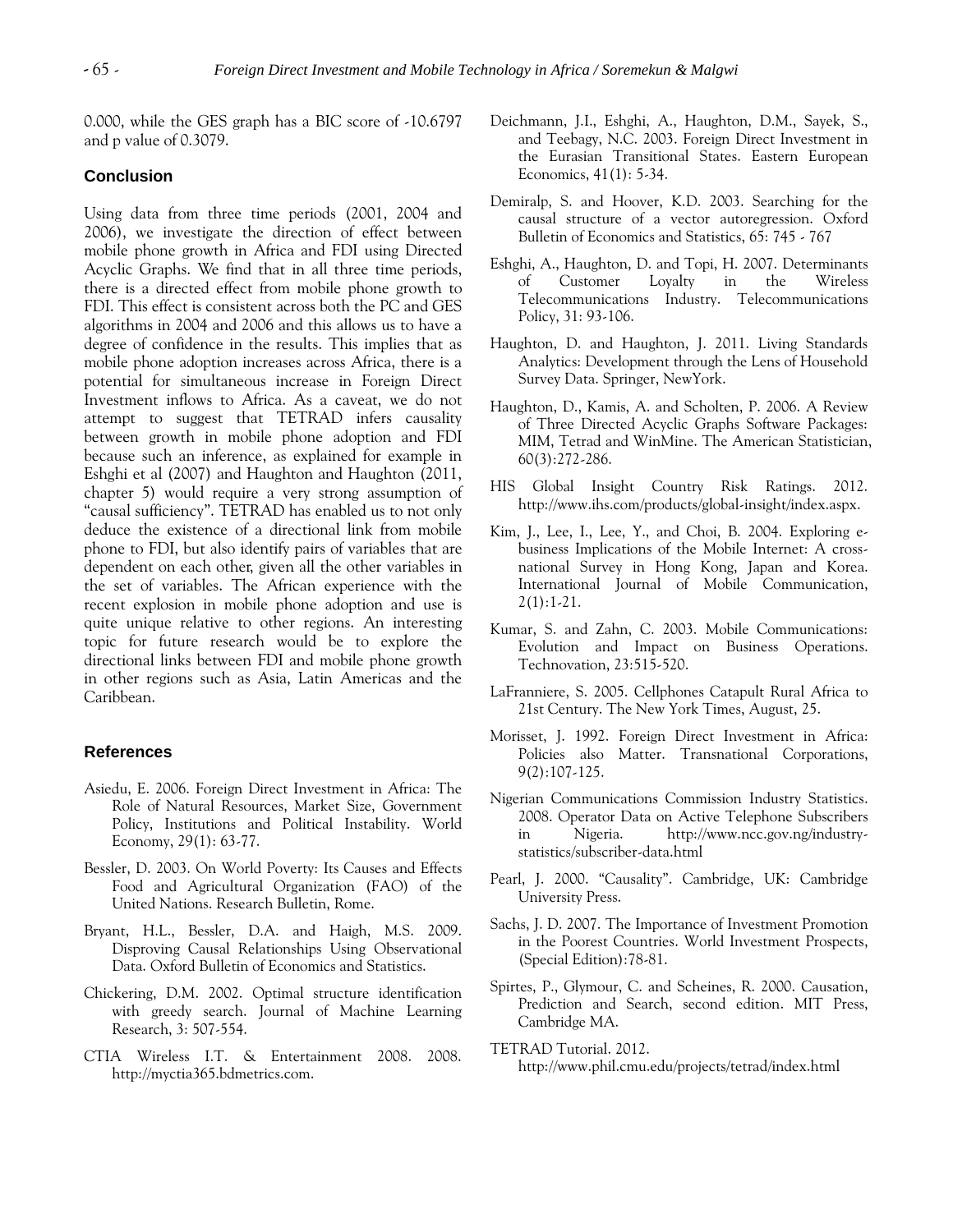0.000, while the GES graph has a BIC score of -10.6797 and p value of 0.3079.

## Conclusion

Using data from three time periods (2001, 2004 and 2006), we investigate the direction of effect between mobile phone growth in Africa and FDI using Directed Acyclic Graphs. We find that in all three time periods, there is a directed effect from mobile phone growth to FDI. This effect is consistent across both the PC and GES algorithms in 2004 and 2006 and this allows us to have a degree of confidence in the results. This implies that as mobile phone adoption increases across Africa, there is a potential for simultaneous increase in Foreign Direct Investment inflows to Africa. As a caveat, we do not attempt to suggest that TETRAD infers causality between growth in mobile phone adoption and FDI because such an inference, as explained for example in Eshghi et al (2007) and Haughton and Haughton (2011, chapter 5) would require a very strong assumption of "causal sufficiency". TETRAD has enabled us to not only deduce the existence of a directional link from mobile phone to FDI, but also identify pairs of variables that are dependent on each other, given all the other variables in the set of variables. The African experience with the recent explosion in mobile phone adoption and use is quite unique relative to other regions. An interesting topic for future research would be to explore the directional links between FDI and mobile phone growth in other regions such as Asia, Latin Americas and the Caribbean.

## References

Asiedu, E. 2006. Foreign Direct Investment in Africa: The Role of Natural Resources, Market Size, Government Policy, Institutions and Political Instability. World Economy, 29(1): 63-77.

Bessler, D. 2003. On World Poverty: Its Causes and Effects Food and Agricultural Organization (FAO) of the United Nations. Research Bulletin, Rome.

Bryant, H.L., Bessler, D.A. and Haigh, M.S. 2009. Disproving Causal Relationships Using Observational Data. Oxford Bulletin of Economics and Statistics.

Chickering, D.M. 2002. Optimal structure identification with greedy search. Journal of Machine Learning Research, 3: 507-554.

CTIA Wireless I.T. & Entertainment 2008. 2008. http://myctia365.bdmetrics.com.

Deichmann, J.I., Eshghi, A., Haughton, D.M., Sayek, S., and Teebagy, N.C. 2003. Foreign Direct Investment in the Eurasian Transitional States. Eastern European Economics, 41(1): 5-34.

Demiralp, S. and Hoover, K.D. 2003. Searching for the causal structure of a vector autoregression. Oxford Bulletin of Economics and Statistics, 65: 745 - 767

Eshghi, A., Haughton, D. and Topi, H. 2007. Determinants of Customer Loyalty in the Wireless Telecommunications Industry. Telecommunications Policy, 31: 93-106.

Haughton, D. and Haughton, J. 2011. Living Standards Analytics: Development through the Lens of Household Survey Data. Springer, NewYork.

Haughton, D., Kamis, A. and Scholten, P. 2006. A Review of Three Directed Acyclic Graphs Software Packages: MIM, Tetrad and WinMine. The American Statistician, 60(3):272-286.

HIS Global Insight Country Risk Ratings. 2012. http://www.ihs.com/products/global-insight/index.aspx.

Kim, J., Lee, I., Lee, Y., and Choi, B. 2004. Exploring e-business Implications of the Mobile Internet: A cross-national Survey in Hong Kong, Japan and Korea. International Journal of Mobile Communication, 2(1):1-21.

Kumar, S. and Zahn, C. 2003. Mobile Communications: Evolution and Impact on Business Operations. Technovation, 23:515-520.

LaFranniere, S. 2005. Cellphones Catapult Rural Africa to 21st Century. The New York Times, August, 25.

Morisset, J. 1992. Foreign Direct Investment in Africa: Policies also Matter. Transnational Corporations, 9(2):107-125.

Nigerian Communications Commission Industry Statistics. 2008. Operator Data on Active Telephone Subscribers in Nigeria. http://www.ncc.gov.ng/industry-statistics/subscriber-data.html

Pearl, J. 2000. "Causality". Cambridge, UK: Cambridge University Press.

Sachs, J. D. 2007. The Importance of Investment Promotion in the Poorest Countries. World Investment Prospects, (Special Edition):78-81.

Spirtes, P., Glymour, C. and Scheines, R. 2000. Causation, Prediction and Search, second edition. MIT Press, Cambridge MA.

TETRAD Tutorial. 2012. http://www.phil.cmu.edu/projects/tetrad/index.html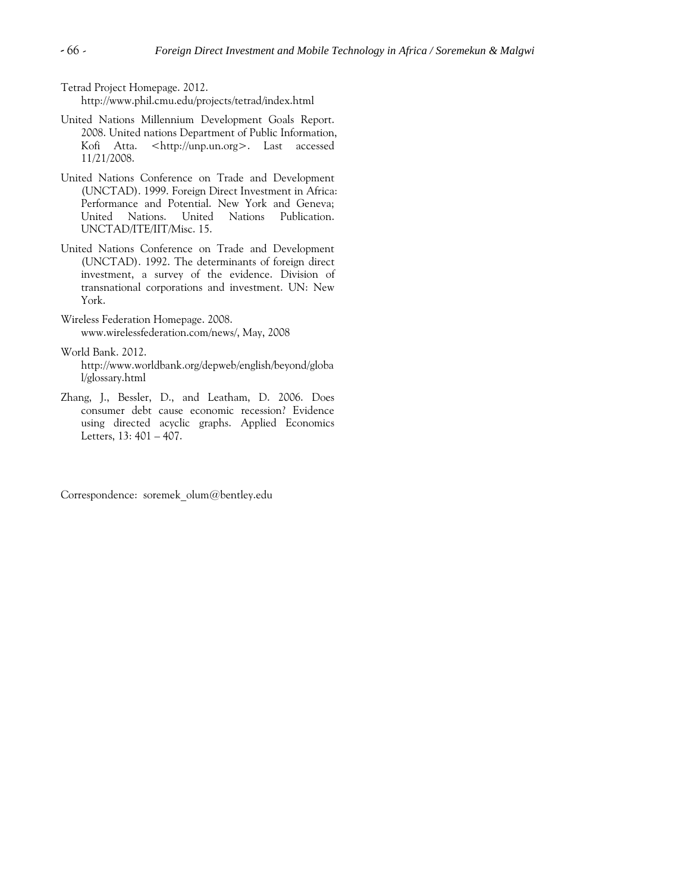Tetrad Project Homepage. 2012. http://www.phil.cmu.edu/projects/tetrad/index.html

United Nations Millennium Development Goals Report. 2008. United nations Department of Public Information, Kofi Atta. <http://unp.un.org>. Last accessed 11/21/2008.

United Nations Conference on Trade and Development (UNCTAD). 1999. Foreign Direct Investment in Africa: Performance and Potential. New York and Geneva; United Nations. United Nations Publication. UNCTAD/ITE/IIT/Misc. 15.

United Nations Conference on Trade and Development (UNCTAD). 1992. The determinants of foreign direct investment, a survey of the evidence. Division of transnational corporations and investment. UN: New York.

Wireless Federation Homepage. 2008. www.wirelessfederation.com/news/, May, 2008

World Bank. 2012. http://www.worldbank.org/depweb/english/beyond/global/glossary.html

Zhang, J., Bessler, D., and Leatham, D. 2006. Does consumer debt cause economic recession? Evidence using directed acyclic graphs. Applied Economics Letters, 13: 401 – 407.

Correspondence: soremek_olum@bentley.edu